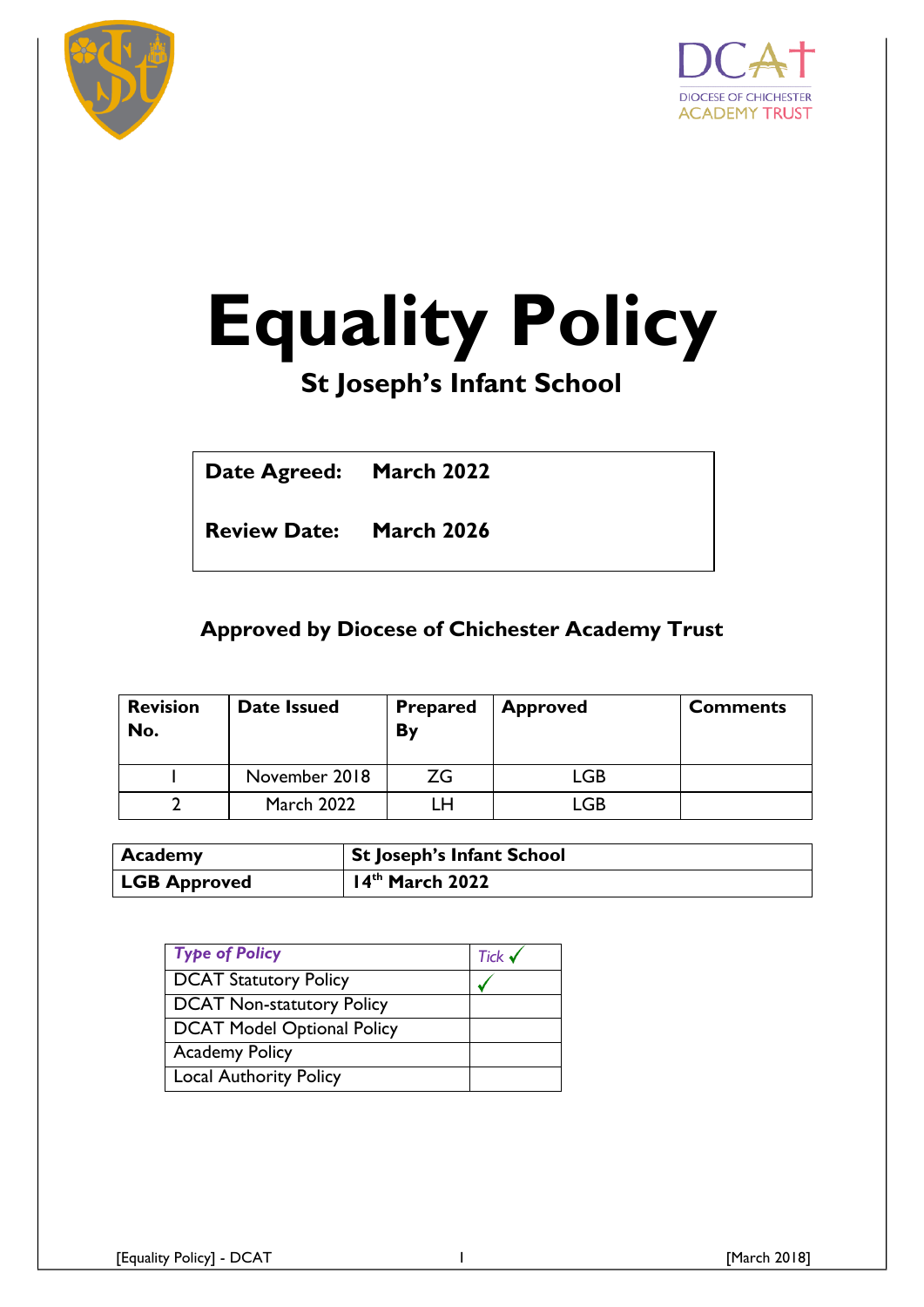# Equality Policy

## St Joseph's Infant School

**Date Agreed:** **March 2022**

**Review Date:** **March 2026**

### Approved by Diocese of Chichester Academy Trust

| Revision No. | Date Issued | Prepared By | Approved | Comments |
|---|---|---|---|---|
| 1 | November 2018 | ZG | LGB | |
| 2 | March 2022 | LH | LGB | |

| | |
|---|---|
| **Academy** | **St Joseph's Infant School** |
| **LGB Approved** | **14th March 2022** |

| *Type of Policy* | *Tick* ✓ |
|---|---|
| DCAT Statutory Policy | ✓ |
| DCAT Non-statutory Policy | |
| DCAT Model Optional Policy | |
| Academy Policy | |
| Local Authority Policy | |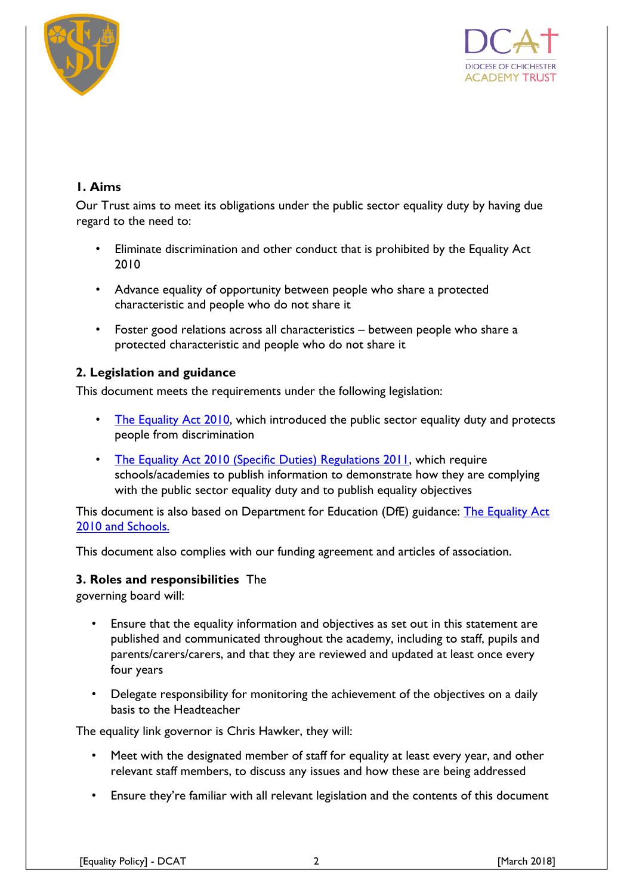## 1. Aims

Our Trust aims to meet its obligations under the public sector equality duty by having due regard to the need to:

- Eliminate discrimination and other conduct that is prohibited by the Equality Act 2010
- Advance equality of opportunity between people who share a protected characteristic and people who do not share it
- Foster good relations across all characteristics – between people who share a protected characteristic and people who do not share it

## 2. Legislation and guidance

This document meets the requirements under the following legislation:

- The Equality Act 2010, which introduced the public sector equality duty and protects people from discrimination
- The Equality Act 2010 (Specific Duties) Regulations 2011, which require schools/academies to publish information to demonstrate how they are complying with the public sector equality duty and to publish equality objectives

This document is also based on Department for Education (DfE) guidance: The Equality Act 2010 and Schools.

This document also complies with our funding agreement and articles of association.

## 3. Roles and responsibilities

The governing board will:

- Ensure that the equality information and objectives as set out in this statement are published and communicated throughout the academy, including to staff, pupils and parents/carers/carers, and that they are reviewed and updated at least once every four years
- Delegate responsibility for monitoring the achievement of the objectives on a daily basis to the Headteacher

The equality link governor is Chris Hawker, they will:

- Meet with the designated member of staff for equality at least every year, and other relevant staff members, to discuss any issues and how these are being addressed
- Ensure they're familiar with all relevant legislation and the contents of this document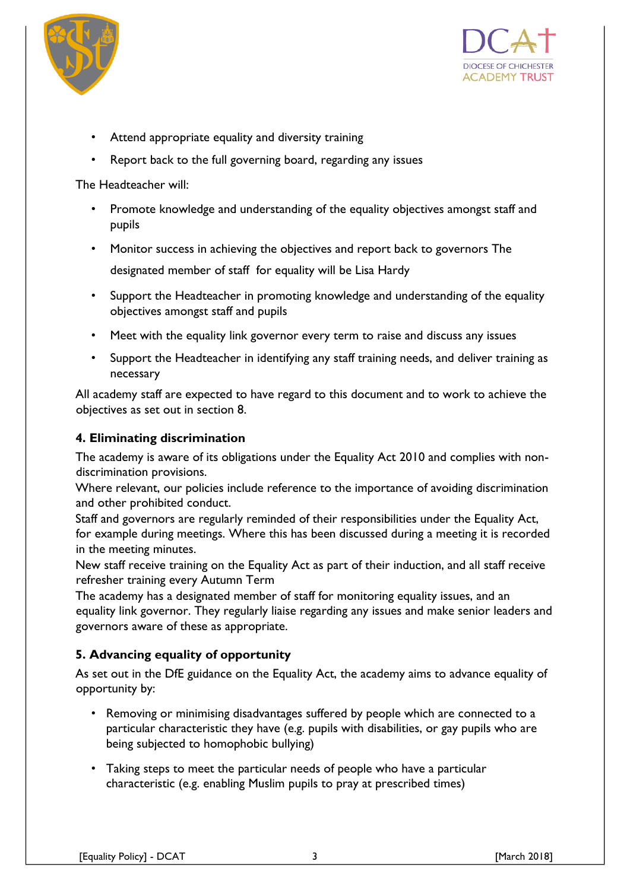- Attend appropriate equality and diversity training
- Report back to the full governing board, regarding any issues

The Headteacher will:

- Promote knowledge and understanding of the equality objectives amongst staff and pupils
- Monitor success in achieving the objectives and report back to governors The designated member of staff for equality will be Lisa Hardy
- Support the Headteacher in promoting knowledge and understanding of the equality objectives amongst staff and pupils
- Meet with the equality link governor every term to raise and discuss any issues
- Support the Headteacher in identifying any staff training needs, and deliver training as necessary

All academy staff are expected to have regard to this document and to work to achieve the objectives as set out in section 8.

### 4. Eliminating discrimination

The academy is aware of its obligations under the Equality Act 2010 and complies with non-discrimination provisions.

Where relevant, our policies include reference to the importance of avoiding discrimination and other prohibited conduct.

Staff and governors are regularly reminded of their responsibilities under the Equality Act, for example during meetings. Where this has been discussed during a meeting it is recorded in the meeting minutes.

New staff receive training on the Equality Act as part of their induction, and all staff receive refresher training every Autumn Term

The academy has a designated member of staff for monitoring equality issues, and an equality link governor. They regularly liaise regarding any issues and make senior leaders and governors aware of these as appropriate.

### 5. Advancing equality of opportunity

As set out in the DfE guidance on the Equality Act, the academy aims to advance equality of opportunity by:

- Removing or minimising disadvantages suffered by people which are connected to a particular characteristic they have (e.g. pupils with disabilities, or gay pupils who are being subjected to homophobic bullying)
- Taking steps to meet the particular needs of people who have a particular characteristic (e.g. enabling Muslim pupils to pray at prescribed times)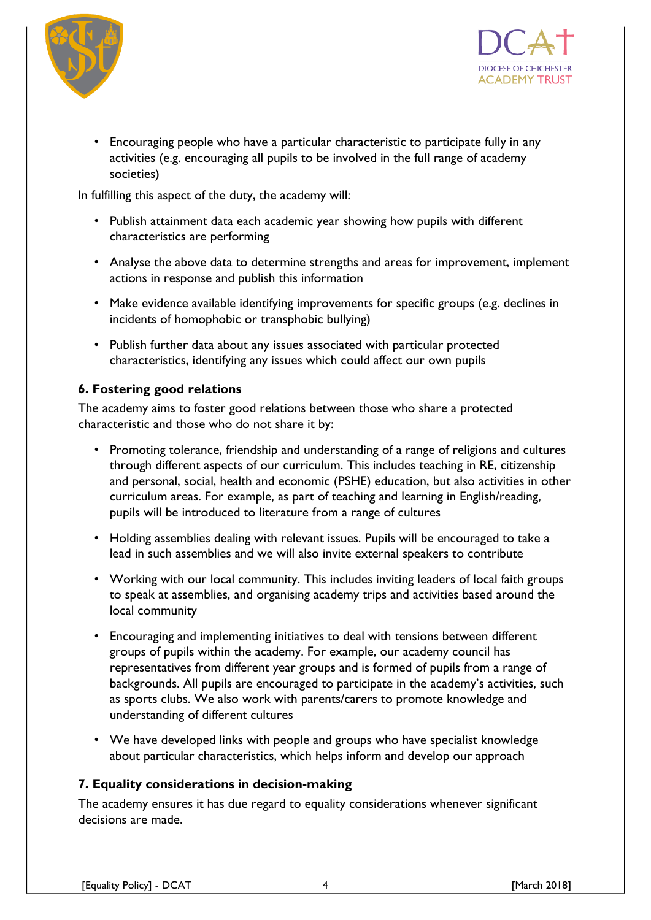- Encouraging people who have a particular characteristic to participate fully in any activities (e.g. encouraging all pupils to be involved in the full range of academy societies)

In fulfilling this aspect of the duty, the academy will:

- Publish attainment data each academic year showing how pupils with different characteristics are performing
- Analyse the above data to determine strengths and areas for improvement, implement actions in response and publish this information
- Make evidence available identifying improvements for specific groups (e.g. declines in incidents of homophobic or transphobic bullying)
- Publish further data about any issues associated with particular protected characteristics, identifying any issues which could affect our own pupils

### 6. Fostering good relations

The academy aims to foster good relations between those who share a protected characteristic and those who do not share it by:

- Promoting tolerance, friendship and understanding of a range of religions and cultures through different aspects of our curriculum. This includes teaching in RE, citizenship and personal, social, health and economic (PSHE) education, but also activities in other curriculum areas. For example, as part of teaching and learning in English/reading, pupils will be introduced to literature from a range of cultures
- Holding assemblies dealing with relevant issues. Pupils will be encouraged to take a lead in such assemblies and we will also invite external speakers to contribute
- Working with our local community. This includes inviting leaders of local faith groups to speak at assemblies, and organising academy trips and activities based around the local community
- Encouraging and implementing initiatives to deal with tensions between different groups of pupils within the academy. For example, our academy council has representatives from different year groups and is formed of pupils from a range of backgrounds. All pupils are encouraged to participate in the academy's activities, such as sports clubs. We also work with parents/carers to promote knowledge and understanding of different cultures
- We have developed links with people and groups who have specialist knowledge about particular characteristics, which helps inform and develop our approach

### 7. Equality considerations in decision-making

The academy ensures it has due regard to equality considerations whenever significant decisions are made.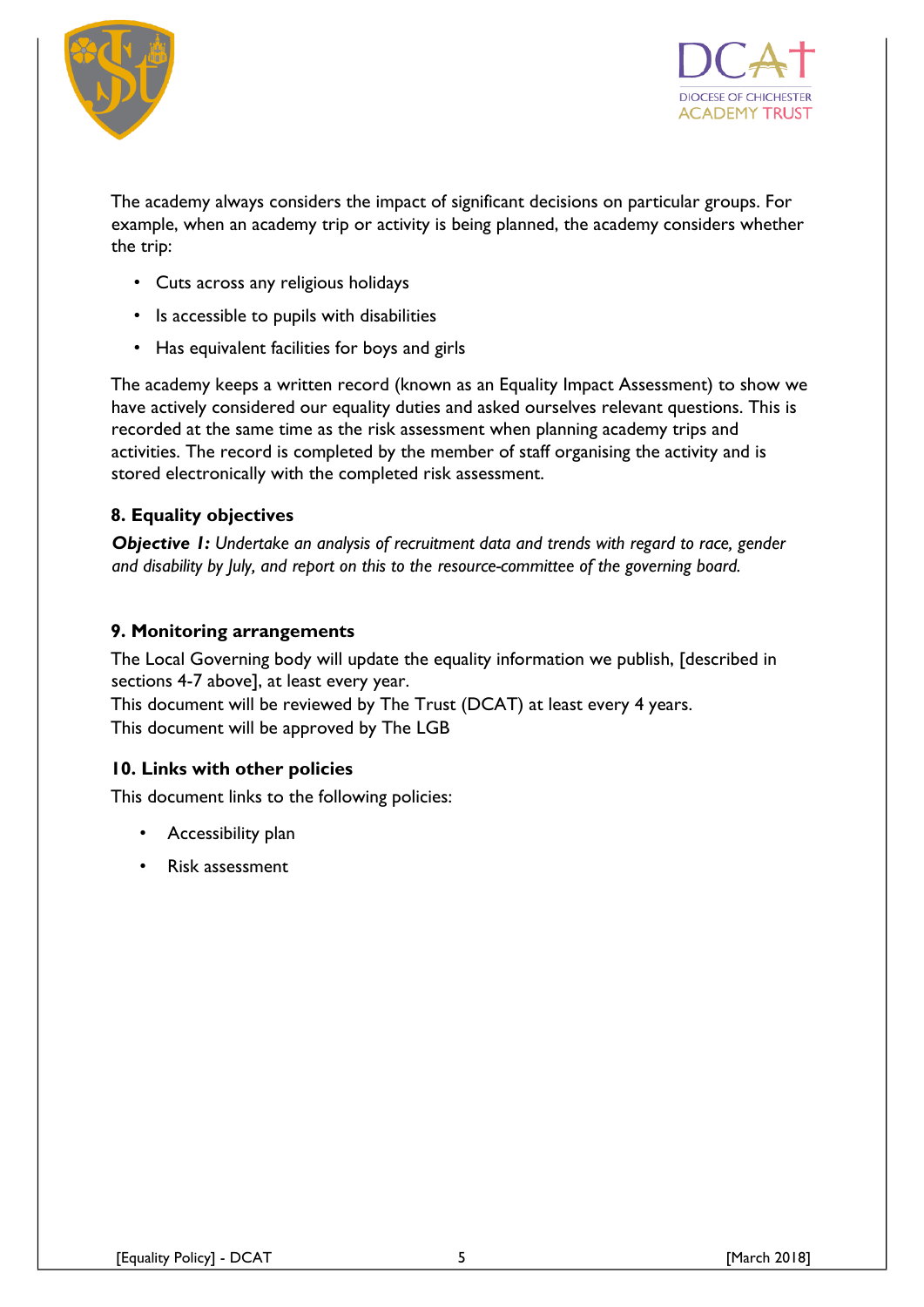The academy always considers the impact of significant decisions on particular groups. For example, when an academy trip or activity is being planned, the academy considers whether the trip:

- Cuts across any religious holidays
- Is accessible to pupils with disabilities
- Has equivalent facilities for boys and girls

The academy keeps a written record (known as an Equality Impact Assessment) to show we have actively considered our equality duties and asked ourselves relevant questions. This is recorded at the same time as the risk assessment when planning academy trips and activities. The record is completed by the member of staff organising the activity and is stored electronically with the completed risk assessment.

### 8. Equality objectives

***Objective 1:*** *Undertake an analysis of recruitment data and trends with regard to race, gender and disability by July, and report on this to the resource-committee of the governing board.*

### 9. Monitoring arrangements

The Local Governing body will update the equality information we publish, [described in sections 4-7 above], at least every year.
This document will be reviewed by The Trust (DCAT) at least every 4 years.
This document will be approved by The LGB

### 10. Links with other policies

This document links to the following policies:

- Accessibility plan
- Risk assessment